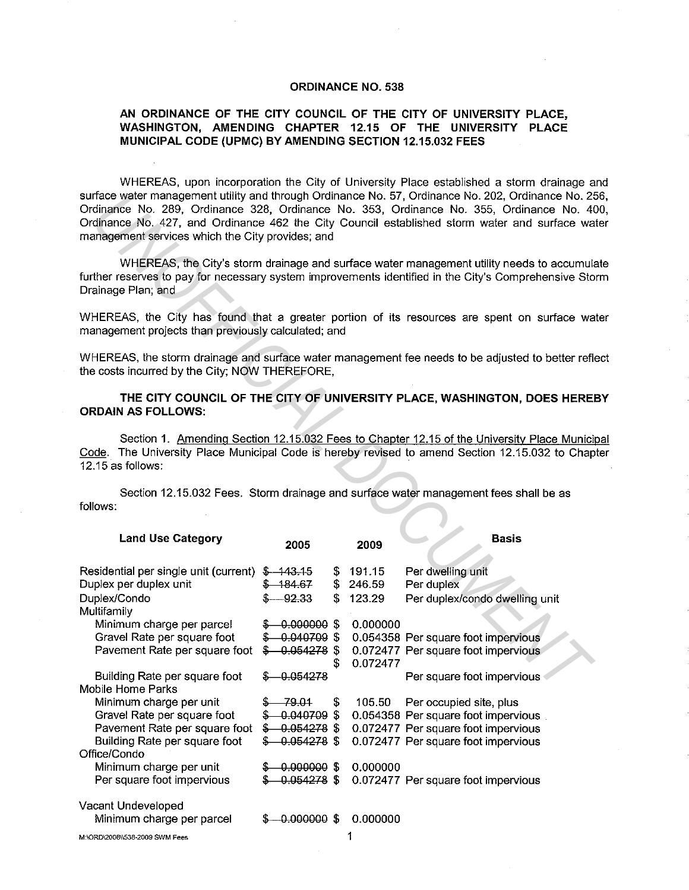# ORDINANCE NO. 538

## AN ORDINANCE OF THE CITY COUNCIL OF THE CITY OF UNIVERSITY PLACE, WASHINGTON, AMENDING CHAPTER 12.15 OF THE UNIVERSITY PLACE MUNICIPAL CODE (UPMC) BY AMENDING SECTION 12.15.032 FEES

WHEREAS, upon incorporation the City of University Place established a storm drainage and surface water management utility and through Ordinance No. 57, Ordinance No. 202, Ordinance No. 256, Ordinance No. 289, Ordinance 328, Ordinance No. 353, Ordinance No. 355, Ordinance No. 400, Ordinance No. 427, and Ordinance 462 the City Council established storm water and surface water management services which the City provides; and

WHEREAS, the City's storm drainage and surface water management utility needs to accumulate further reserves to pay for necessary system improvements identified in the City's Comprehensive Storm Drainage Plan; and

WHEREAS, the City has found that a greater portion of its resources are spent on surface water management projects than previously calculated; and

WHEREAS, the storm drainage and surface water management fee needs to be adjusted to better reflect the costs incurred by the City; NOW THEREFORE,

**THE CITY COUNCIL OF THE CITY OF UNIVERSITY PLACE, WASHINGTON, DOES HEREBY ORDAIN AS FOLLOWS:**

Section 1. Amending Section 12.15.032 Fees to Chapter 12.15 of the University Place Municipal Code. The University Place Municipal Code is hereby revised to amend Section 12.15.032 to Chapter 12.15 as follows:

Section 12.15.032 Fees. Storm drainage and surface water management fees shall be as follows:

| Land Use Category | 2005 | 2009 | Basis |
|---|---|---|---|
| Residential per single unit (current) | ~~$ 143.15~~ | $ 191.15 | Per dwelling unit |
| Duplex per duplex unit | ~~$ 184.67~~ | $ 246.59 | Per duplex |
| Duplex/Condo | ~~$ 92.33~~ | $ 123.29 | Per duplex/condo dwelling unit |
| Multifamily | | | |
| Minimum charge per parcel | ~~$ 0.000000~~ | $ 0.000000 | |
| Gravel Rate per square foot | ~~$ 0.040709~~ | $ 0.054358 | Per square foot impervious |
| Pavement Rate per square foot | ~~$ 0.054278~~ | $ 0.072477 | Per square foot impervious |
| | | $ 0.072477 | |
| Building Rate per square foot | ~~$ 0.054278~~ | | Per square foot impervious |
| Mobile Home Parks | | | |
| Minimum charge per unit | ~~$ 79.01~~ | $ 105.50 | Per occupied site, plus |
| Gravel Rate per square foot | ~~$ 0.040709~~ | $ 0.054358 | Per square foot impervious |
| Pavement Rate per square foot | ~~$ 0.054278~~ | $ 0.072477 | Per square foot impervious |
| Building Rate per square foot | ~~$ 0.054278~~ | $ 0.072477 | Per square foot impervious |
| Office/Condo | | | |
| Minimum charge per unit | ~~$ 0.000000~~ | $ 0.000000 | |
| Per square foot impervious | ~~$ 0.054278~~ | $ 0.072477 | Per square foot impervious |
| Vacant Undeveloped | | | |
| Minimum charge per parcel | ~~$ 0.000000~~ | $ 0.000000 | |

M:\ORD\2008\538-2009 SWM Fees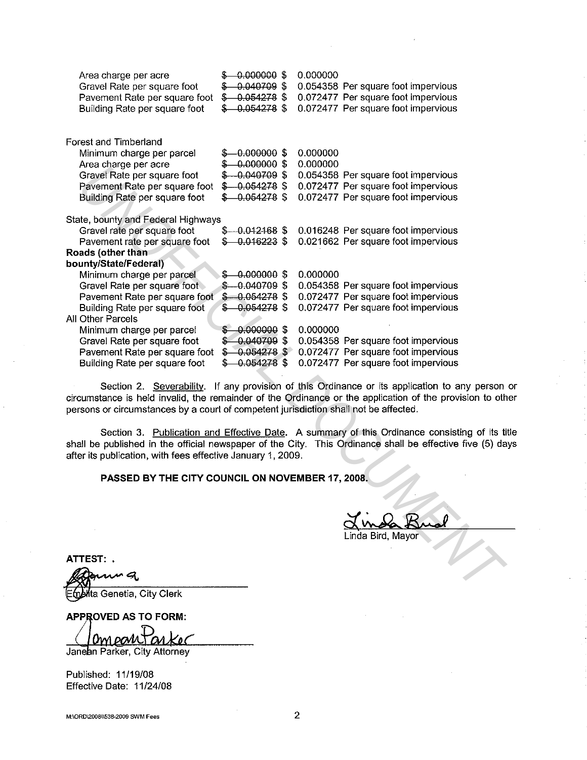| | | | |
|---|---|---|---|
| Area charge per acre | ~~$ 0.000000~~ | $ 0.000000 | |
| Gravel Rate per square foot | ~~$ 0.040709~~ | $ 0.054358 | Per square foot impervious |
| Pavement Rate per square foot | ~~$ 0.054278~~ | $ 0.072477 | Per square foot impervious |
| Building Rate per square foot | ~~$ 0.054278~~ | $ 0.072477 | Per square foot impervious |
| Forest and Timberland | | | |
| Minimum charge per parcel | ~~$ 0.000000~~ | $ 0.000000 | |
| Area charge per acre | ~~$ 0.000000~~ | $ 0.000000 | |
| Gravel Rate per square foot | ~~$ 0.040709~~ | $ 0.054358 | Per square foot impervious |
| Pavement Rate per square foot | ~~$ 0.054278~~ | $ 0.072477 | Per square foot impervious |
| Building Rate per square foot | ~~$ 0.054278~~ | $ 0.072477 | Per square foot impervious |
| State, bounty and Federal Highways | | | |
| Gravel rate per square foot | ~~$ 0.012168~~ | $ 0.016248 | Per square foot impervious |
| Pavement rate per square foot | ~~$ 0.016223~~ | $ 0.021662 | Per square foot impervious |
| **Roads (other than bounty/State/Federal)** | | | |
| Minimum charge per parcel | ~~$ 0.000000~~ | $ 0.000000 | |
| Gravel Rate per square foot | ~~$ 0.040709~~ | $ 0.054358 | Per square foot impervious |
| Pavement Rate per square foot | ~~$ 0.054278~~ | $ 0.072477 | Per square foot impervious |
| Building Rate per square foot | ~~$ 0.054278~~ | $ 0.072477 | Per square foot impervious |
| All Other Parcels | | | |
| Minimum charge per parcel | ~~$ 0.000000~~ | $ 0.000000 | |
| Gravel Rate per square foot | ~~$ 0.040709~~ | $ 0.054358 | Per square foot impervious |
| Pavement Rate per square foot | ~~$ 0.054278~~ | $ 0.072477 | Per square foot impervious |
| Building Rate per square foot | ~~$ 0.054278~~ | $ 0.072477 | Per square foot impervious |

Section 2. Severability. If any provision of this Ordinance or its application to any person or circumstance is held invalid, the remainder of the Ordinance or the application of the provision to other persons or circumstances by a court of competent jurisdiction shall not be affected.

Section 3. Publication and Effective Date. A summary of this Ordinance consisting of its title shall be published in the official newspaper of the City. This Ordinance shall be effective five (5) days after its publication, with fees effective January 1, 2009.

**PASSED BY THE CITY COUNCIL ON NOVEMBER 17, 2008.**

Linda Bird, Mayor

**ATTEST:**

Emelita Genetia, City Clerk

**APPROVED AS TO FORM:**

Janean Parker, City Attorney

Published: 11/19/08
Effective Date: 11/24/08

M:\ORD\2008\538-2009 SWM Fees